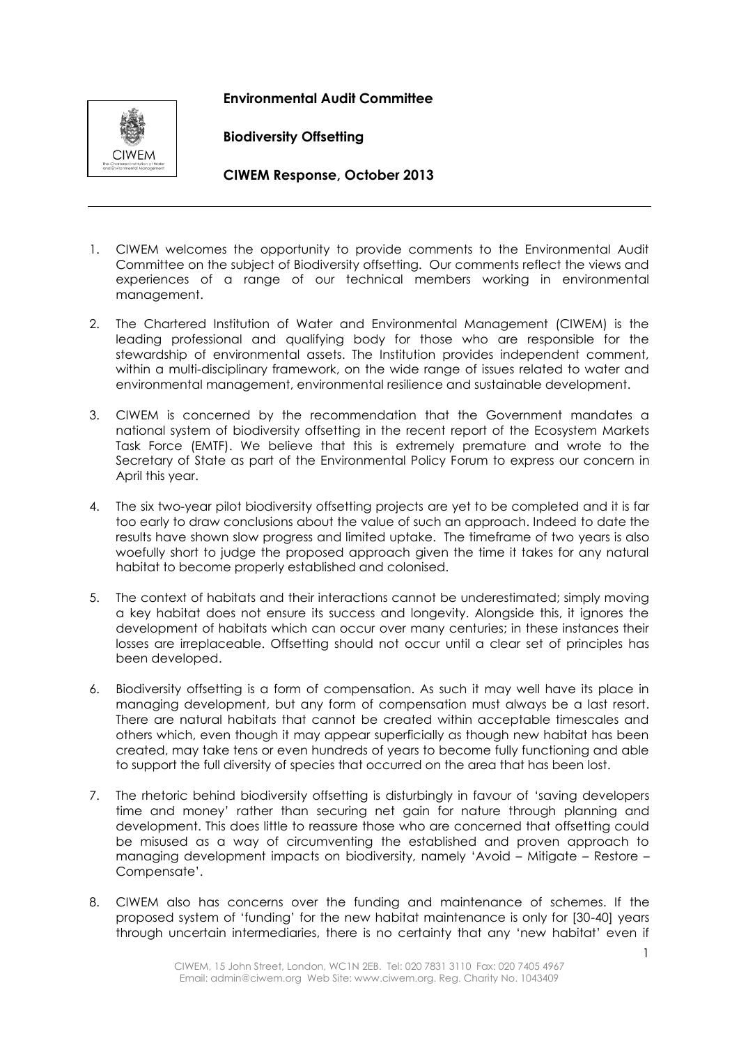**Environmental Audit Committee**

**Biodiversity Offsetting**

**CIWEM Response, October 2013**

---

1. CIWEM welcomes the opportunity to provide comments to the Environmental Audit Committee on the subject of Biodiversity offsetting. Our comments reflect the views and experiences of a range of our technical members working in environmental management.

2. The Chartered Institution of Water and Environmental Management (CIWEM) is the leading professional and qualifying body for those who are responsible for the stewardship of environmental assets. The Institution provides independent comment, within a multi-disciplinary framework, on the wide range of issues related to water and environmental management, environmental resilience and sustainable development.

3. CIWEM is concerned by the recommendation that the Government mandates a national system of biodiversity offsetting in the recent report of the Ecosystem Markets Task Force (EMTF). We believe that this is extremely premature and wrote to the Secretary of State as part of the Environmental Policy Forum to express our concern in April this year.

4. The six two-year pilot biodiversity offsetting projects are yet to be completed and it is far too early to draw conclusions about the value of such an approach. Indeed to date the results have shown slow progress and limited uptake. The timeframe of two years is also woefully short to judge the proposed approach given the time it takes for any natural habitat to become properly established and colonised.

5. The context of habitats and their interactions cannot be underestimated; simply moving a key habitat does not ensure its success and longevity. Alongside this, it ignores the development of habitats which can occur over many centuries; in these instances their losses are irreplaceable. Offsetting should not occur until a clear set of principles has been developed.

6. Biodiversity offsetting is a form of compensation. As such it may well have its place in managing development, but any form of compensation must always be a last resort. There are natural habitats that cannot be created within acceptable timescales and others which, even though it may appear superficially as though new habitat has been created, may take tens or even hundreds of years to become fully functioning and able to support the full diversity of species that occurred on the area that has been lost.

7. The rhetoric behind biodiversity offsetting is disturbingly in favour of 'saving developers time and money' rather than securing net gain for nature through planning and development. This does little to reassure those who are concerned that offsetting could be misused as a way of circumventing the established and proven approach to managing development impacts on biodiversity, namely 'Avoid – Mitigate – Restore – Compensate'.

8. CIWEM also has concerns over the funding and maintenance of schemes. If the proposed system of 'funding' for the new habitat maintenance is only for [30-40] years through uncertain intermediaries, there is no certainty that any 'new habitat' even if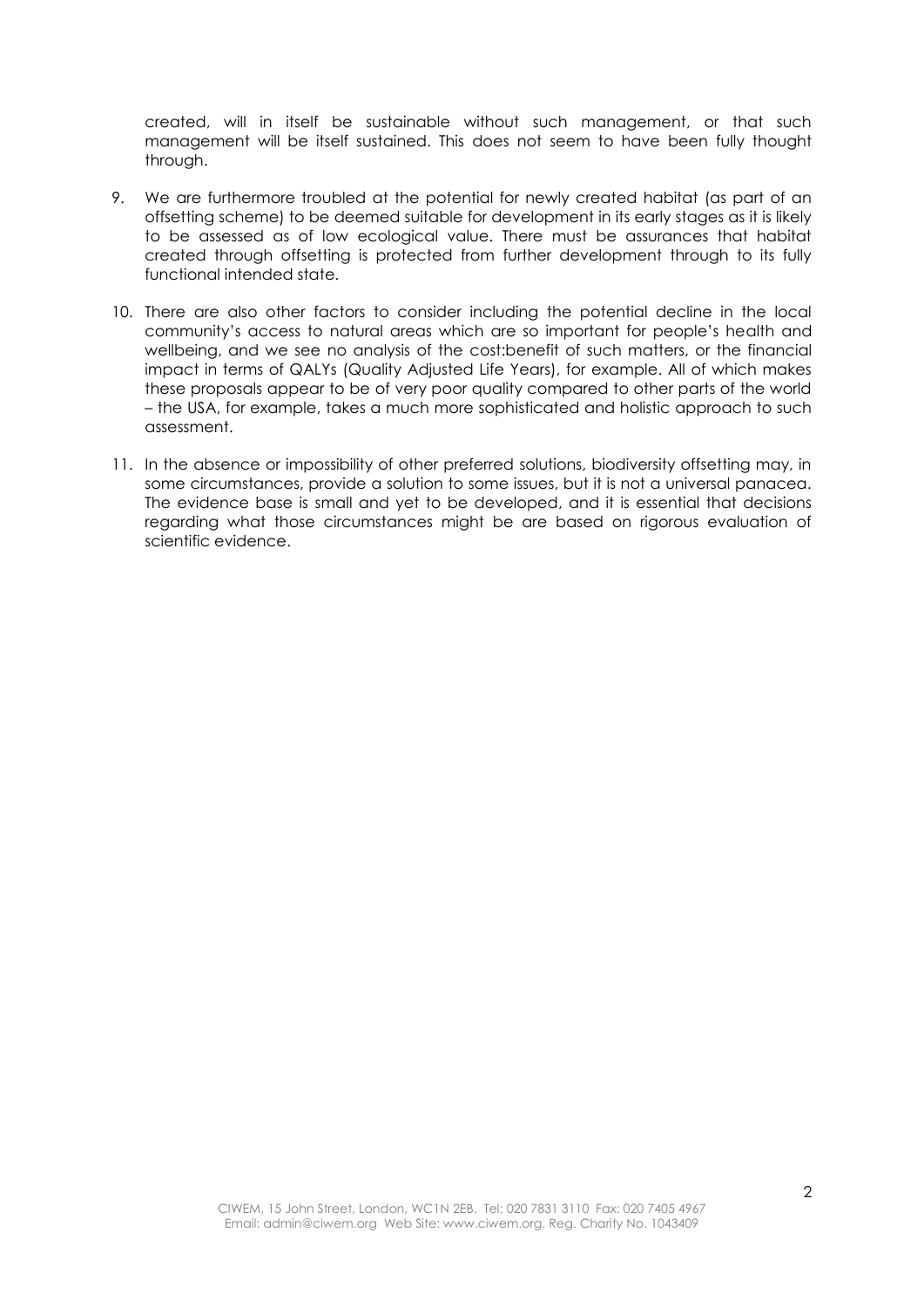created, will in itself be sustainable without such management, or that such management will be itself sustained. This does not seem to have been fully thought through.

9. We are furthermore troubled at the potential for newly created habitat (as part of an offsetting scheme) to be deemed suitable for development in its early stages as it is likely to be assessed as of low ecological value. There must be assurances that habitat created through offsetting is protected from further development through to its fully functional intended state.

10. There are also other factors to consider including the potential decline in the local community's access to natural areas which are so important for people's health and wellbeing, and we see no analysis of the cost:benefit of such matters, or the financial impact in terms of QALYs (Quality Adjusted Life Years), for example. All of which makes these proposals appear to be of very poor quality compared to other parts of the world – the USA, for example, takes a much more sophisticated and holistic approach to such assessment.

11. In the absence or impossibility of other preferred solutions, biodiversity offsetting may, in some circumstances, provide a solution to some issues, but it is not a universal panacea. The evidence base is small and yet to be developed, and it is essential that decisions regarding what those circumstances might be are based on rigorous evaluation of scientific evidence.